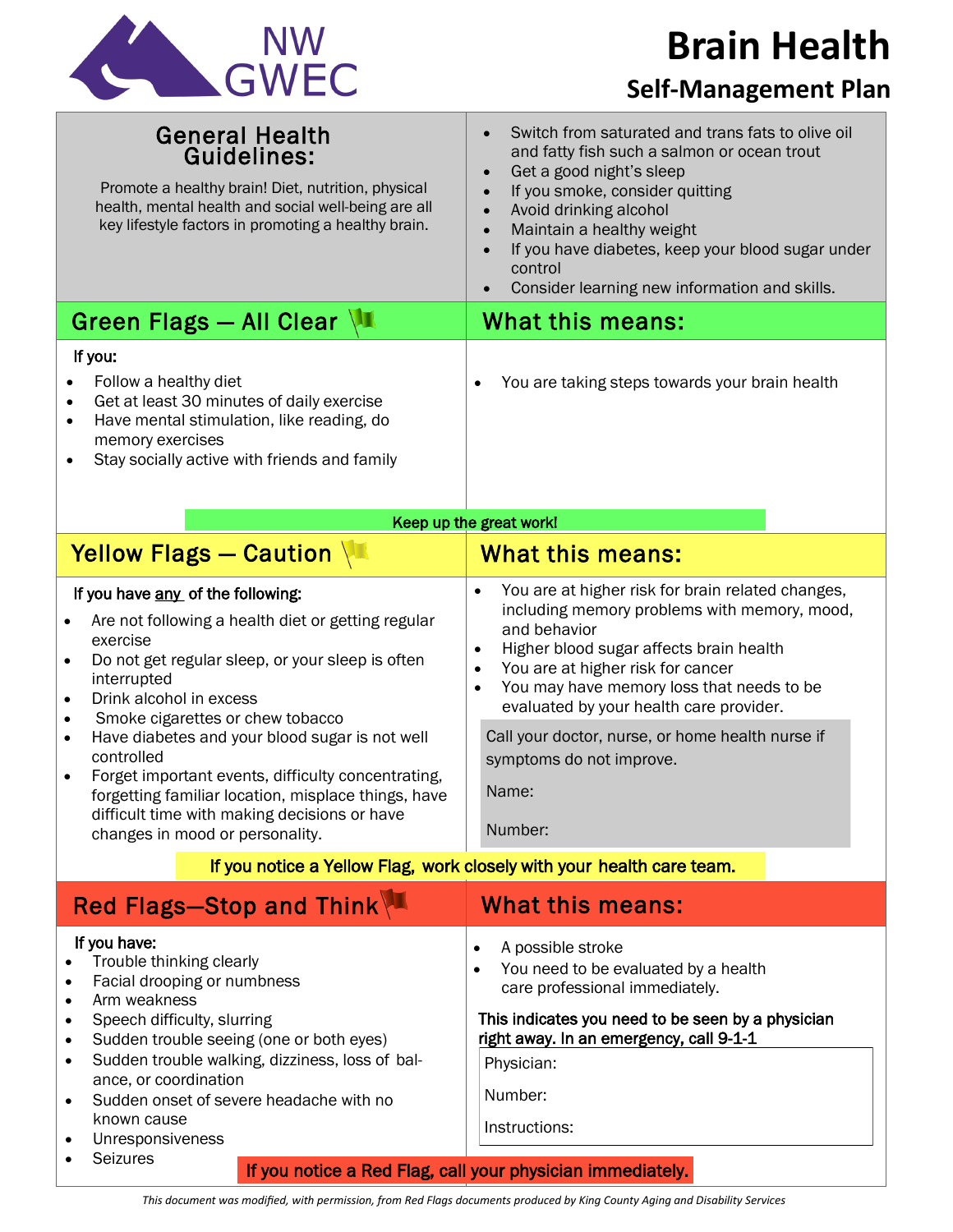NW GWEC

# Brain Health

## Self-Management Plan

### General Health Guidelines:

Promote a healthy brain! Diet, nutrition, physical health, mental health and social well-being are all key lifestyle factors in promoting a healthy brain.

- Switch from saturated and trans fats to olive oil and fatty fish such a salmon or ocean trout
- Get a good night's sleep
- If you smoke, consider quitting
- Avoid drinking alcohol
- Maintain a healthy weight
- If you have diabetes, keep your blood sugar under control
- Consider learning new information and skills.

### Green Flags — All Clear

**If you:**

- Follow a healthy diet
- Get at least 30 minutes of daily exercise
- Have mental stimulation, like reading, do memory exercises
- Stay socially active with friends and family

**What this means:**

- You are taking steps towards your brain health

**Keep up the great work!**

### Yellow Flags — Caution

**If you have <u>any</u> of the following:**

- Are not following a health diet or getting regular exercise
- Do not get regular sleep, or your sleep is often interrupted
- Drink alcohol in excess
- Smoke cigarettes or chew tobacco
- Have diabetes and your blood sugar is not well controlled
- Forget important events, difficulty concentrating, forgetting familiar location, misplace things, have difficult time with making decisions or have changes in mood or personality.

**What this means:**

- You are at higher risk for brain related changes, including memory problems with memory, mood, and behavior
- Higher blood sugar affects brain health
- You are at higher risk for cancer
- You may have memory loss that needs to be evaluated by your health care provider.

Call your doctor, nurse, or home health nurse if symptoms do not improve.

Name:

Number:

**If you notice a Yellow Flag, work closely with your health care team.**

### Red Flags—Stop and Think

**If you have:**

- Trouble thinking clearly
- Facial drooping or numbness
- Arm weakness
- Speech difficulty, slurring
- Sudden trouble seeing (one or both eyes)
- Sudden trouble walking, dizziness, loss of balance, or coordination
- Sudden onset of severe headache with no known cause
- Unresponsiveness
- Seizures

**What this means:**

- A possible stroke
- You need to be evaluated by a health care professional immediately.

**This indicates you need to be seen by a physician right away. In an emergency, call 9-1-1**

Physician:

Number:

Instructions:

**If you notice a Red Flag, call your physician immediately.**

*This document was modified, with permission, from Red Flags documents produced by King County Aging and Disability Services*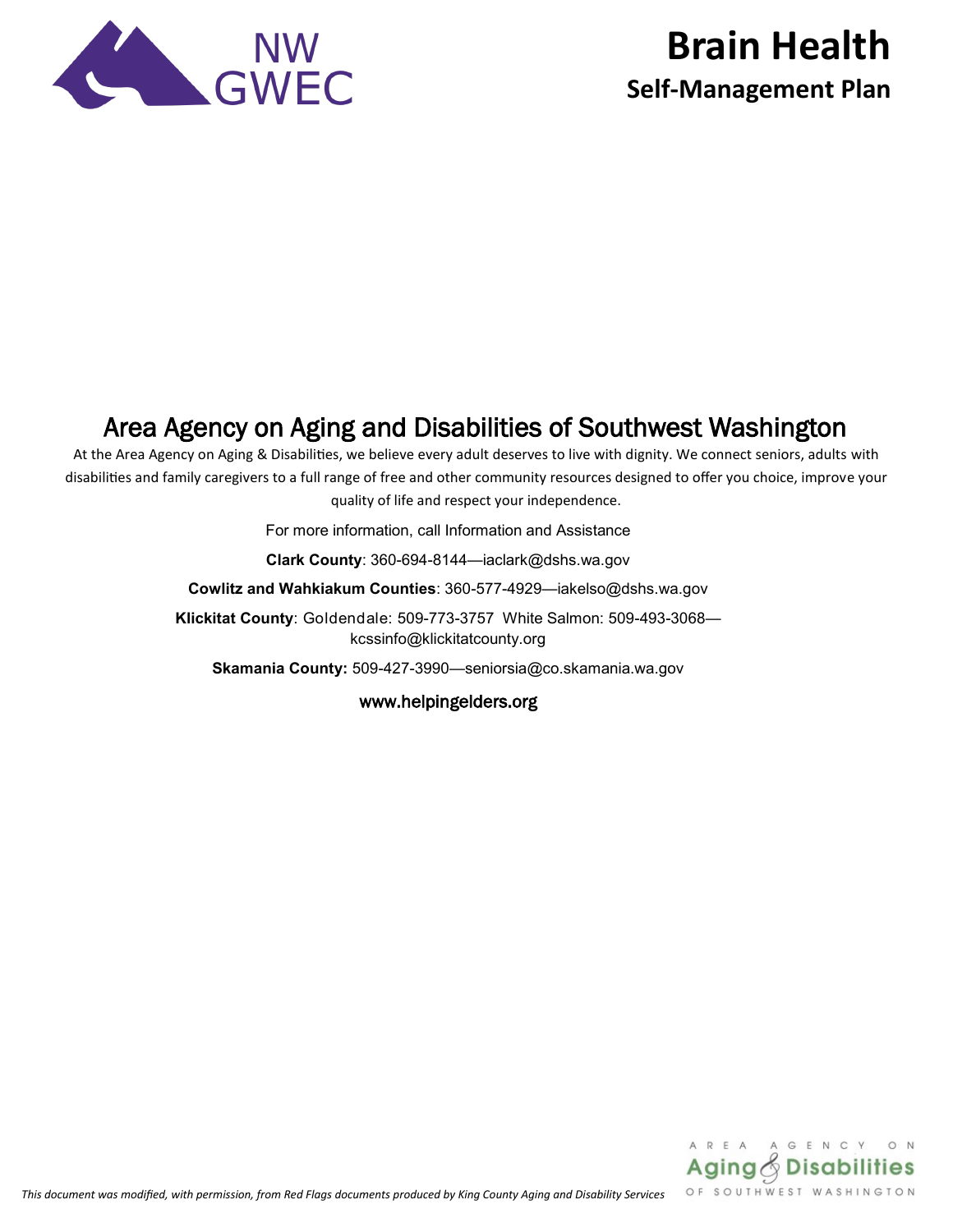NW GWEC

# Brain Health

## Self-Management Plan

## Area Agency on Aging and Disabilities of Southwest Washington

At the Area Agency on Aging & Disabilities, we believe every adult deserves to live with dignity. We connect seniors, adults with disabilities and family caregivers to a full range of free and other community resources designed to offer you choice, improve your quality of life and respect your independence.

For more information, call Information and Assistance

**Clark County**: 360-694-8144—iaclark@dshs.wa.gov

**Cowlitz and Wahkiakum Counties**: 360-577-4929—iakelso@dshs.wa.gov

**Klickitat County**: Goldendale: 509-773-3757 White Salmon: 509-493-3068—kcssinfo@klickitatcounty.org

**Skamania County:** 509-427-3990—seniorsia@co.skamania.wa.gov

www.helpingelders.org

*This document was modified, with permission, from Red Flags documents produced by King County Aging and Disability Services*

AREA AGENCY ON Aging & Disabilities OF SOUTHWEST WASHINGTON